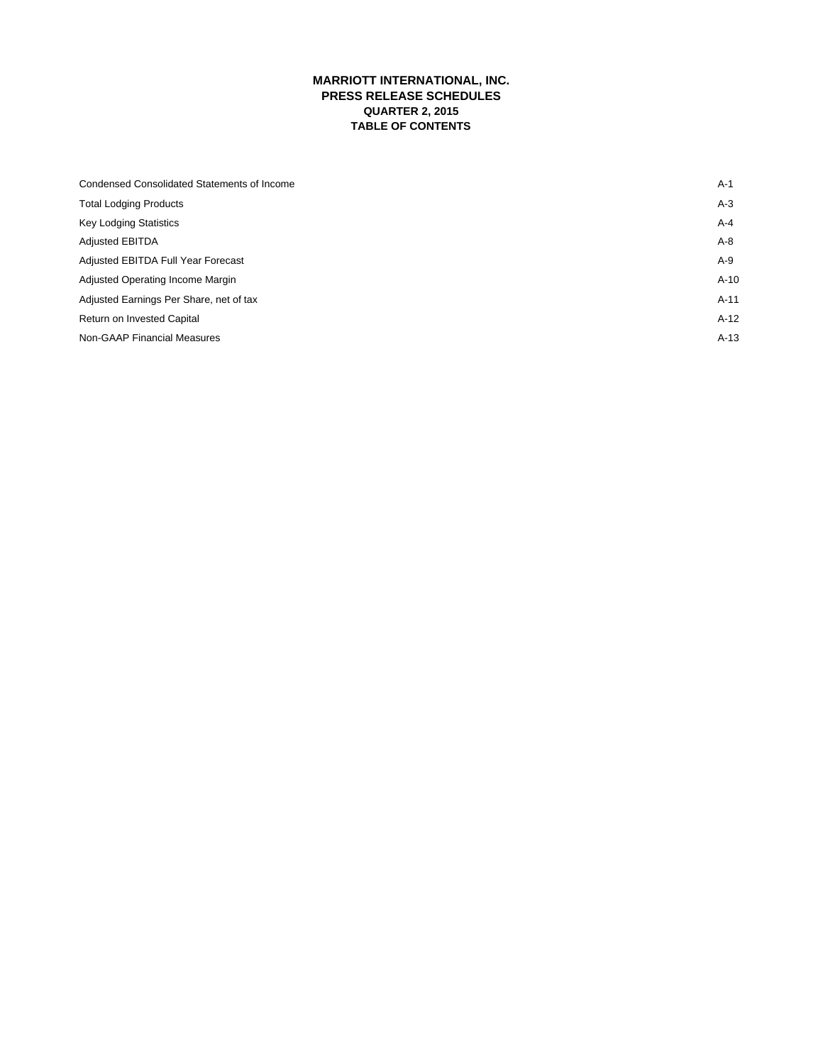# MARRIOTT INTERNATIONAL, INC.
## PRESS RELEASE SCHEDULES
### QUARTER 2, 2015
### TABLE OF CONTENTS

| | |
|---|---|
| Condensed Consolidated Statements of Income | A-1 |
| Total Lodging Products | A-3 |
| Key Lodging Statistics | A-4 |
| Adjusted EBITDA | A-8 |
| Adjusted EBITDA Full Year Forecast | A-9 |
| Adjusted Operating Income Margin | A-10 |
| Adjusted Earnings Per Share, net of tax | A-11 |
| Return on Invested Capital | A-12 |
| Non-GAAP Financial Measures | A-13 |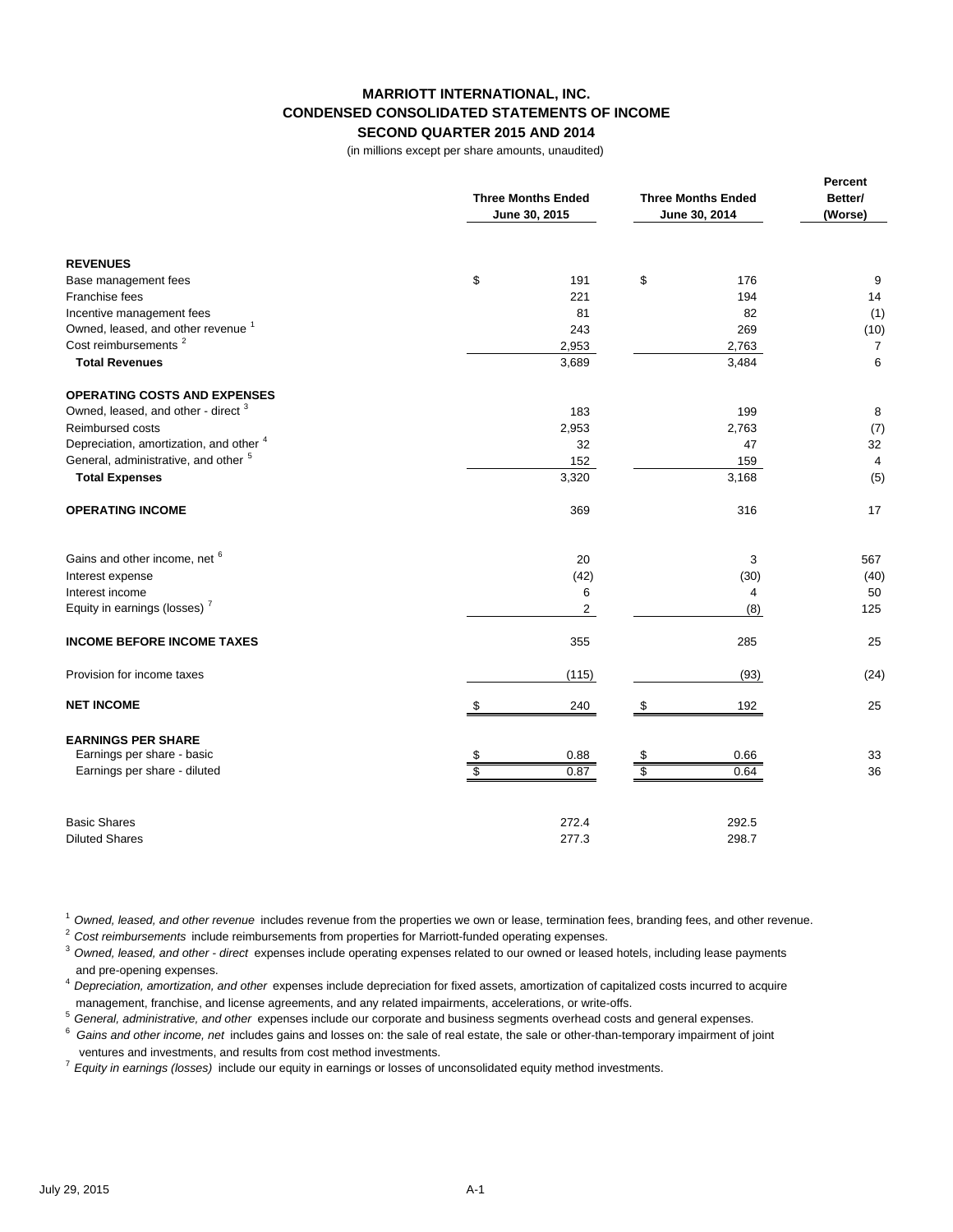# MARRIOTT INTERNATIONAL, INC.
## CONDENSED CONSOLIDATED STATEMENTS OF INCOME
### SECOND QUARTER 2015 AND 2014

(in millions except per share amounts, unaudited)

| | Three Months Ended June 30, 2015 | Three Months Ended June 30, 2014 | Percent Better/ (Worse) |
|---|---|---|---|
| **REVENUES** | | | |
| Base management fees | $ 191 | $ 176 | 9 |
| Franchise fees | 221 | 194 | 14 |
| Incentive management fees | 81 | 82 | (1) |
| Owned, leased, and other revenue [1] | 243 | 269 | (10) |
| Cost reimbursements [2] | 2,953 | 2,763 | 7 |
| **Total Revenues** | 3,689 | 3,484 | 6 |
| **OPERATING COSTS AND EXPENSES** | | | |
| Owned, leased, and other - direct [3] | 183 | 199 | 8 |
| Reimbursed costs | 2,953 | 2,763 | (7) |
| Depreciation, amortization, and other [4] | 32 | 47 | 32 |
| General, administrative, and other [5] | 152 | 159 | 4 |
| **Total Expenses** | 3,320 | 3,168 | (5) |
| **OPERATING INCOME** | 369 | 316 | 17 |
| Gains and other income, net [6] | 20 | 3 | 567 |
| Interest expense | (42) | (30) | (40) |
| Interest income | 6 | 4 | 50 |
| Equity in earnings (losses) [7] | 2 | (8) | 125 |
| **INCOME BEFORE INCOME TAXES** | 355 | 285 | 25 |
| Provision for income taxes | (115) | (93) | (24) |
| **NET INCOME** | $ 240 | $ 192 | 25 |
| **EARNINGS PER SHARE** | | | |
| Earnings per share - basic | $ 0.88 | $ 0.66 | 33 |
| Earnings per share - diluted | $ 0.87 | $ 0.64 | 36 |
| Basic Shares | 272.4 | 292.5 | |
| Diluted Shares | 277.3 | 298.7 | |

[1] *Owned, leased, and other revenue* includes revenue from the properties we own or lease, termination fees, branding fees, and other revenue.

[2] *Cost reimbursements* include reimbursements from properties for Marriott-funded operating expenses.

[3] *Owned, leased, and other - direct* expenses include operating expenses related to our owned or leased hotels, including lease payments and pre-opening expenses.

[4] *Depreciation, amortization, and other* expenses include depreciation for fixed assets, amortization of capitalized costs incurred to acquire management, franchise, and license agreements, and any related impairments, accelerations, or write-offs.

[5] *General, administrative, and other* expenses include our corporate and business segments overhead costs and general expenses.

[6] *Gains and other income, net* includes gains and losses on: the sale of real estate, the sale or other-than-temporary impairment of joint ventures and investments, and results from cost method investments.

[7] *Equity in earnings (losses)* include our equity in earnings or losses of unconsolidated equity method investments.

July 29, 2015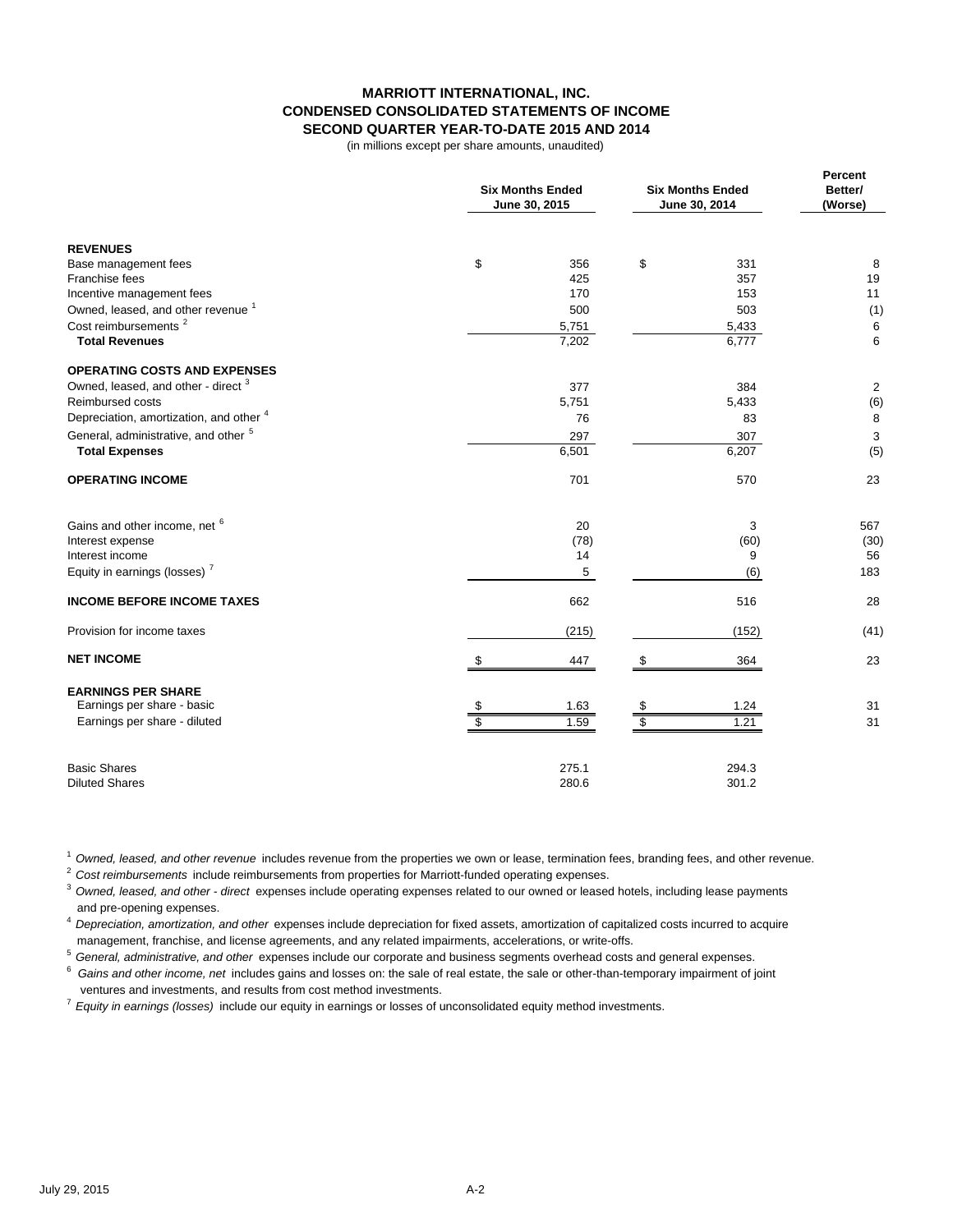# MARRIOTT INTERNATIONAL, INC.
## CONDENSED CONSOLIDATED STATEMENTS OF INCOME
## SECOND QUARTER YEAR-TO-DATE 2015 AND 2014

(in millions except per share amounts, unaudited)

| | Six Months Ended June 30, 2015 | Six Months Ended June 30, 2014 | Percent Better/ (Worse) |
|---|---|---|---|
| **REVENUES** | | | |
| Base management fees | $ 356 | $ 331 | 8 |
| Franchise fees | 425 | 357 | 19 |
| Incentive management fees | 170 | 153 | 11 |
| Owned, leased, and other revenue [1] | 500 | 503 | (1) |
| Cost reimbursements [2] | 5,751 | 5,433 | 6 |
| **Total Revenues** | 7,202 | 6,777 | 6 |
| **OPERATING COSTS AND EXPENSES** | | | |
| Owned, leased, and other - direct [3] | 377 | 384 | 2 |
| Reimbursed costs | 5,751 | 5,433 | (6) |
| Depreciation, amortization, and other [4] | 76 | 83 | 8 |
| General, administrative, and other [5] | 297 | 307 | 3 |
| **Total Expenses** | 6,501 | 6,207 | (5) |
| **OPERATING INCOME** | 701 | 570 | 23 |
| Gains and other income, net [6] | 20 | 3 | 567 |
| Interest expense | (78) | (60) | (30) |
| Interest income | 14 | 9 | 56 |
| Equity in earnings (losses) [7] | 5 | (6) | 183 |
| **INCOME BEFORE INCOME TAXES** | 662 | 516 | 28 |
| Provision for income taxes | (215) | (152) | (41) |
| **NET INCOME** | $ 447 | $ 364 | 23 |
| **EARNINGS PER SHARE** | | | |
| Earnings per share - basic | $ 1.63 | $ 1.24 | 31 |
| Earnings per share - diluted | $ 1.59 | $ 1.21 | 31 |
| Basic Shares | 275.1 | 294.3 | |
| Diluted Shares | 280.6 | 301.2 | |

[1] *Owned, leased, and other revenue* includes revenue from the properties we own or lease, termination fees, branding fees, and other revenue.

[2] *Cost reimbursements* include reimbursements from properties for Marriott-funded operating expenses.

[3] *Owned, leased, and other - direct* expenses include operating expenses related to our owned or leased hotels, including lease payments and pre-opening expenses.

[4] *Depreciation, amortization, and other* expenses include depreciation for fixed assets, amortization of capitalized costs incurred to acquire management, franchise, and license agreements, and any related impairments, accelerations, or write-offs.

[5] *General, administrative, and other* expenses include our corporate and business segments overhead costs and general expenses.

[6] *Gains and other income, net* includes gains and losses on: the sale of real estate, the sale or other-than-temporary impairment of joint ventures and investments, and results from cost method investments.

[7] *Equity in earnings (losses)* include our equity in earnings or losses of unconsolidated equity method investments.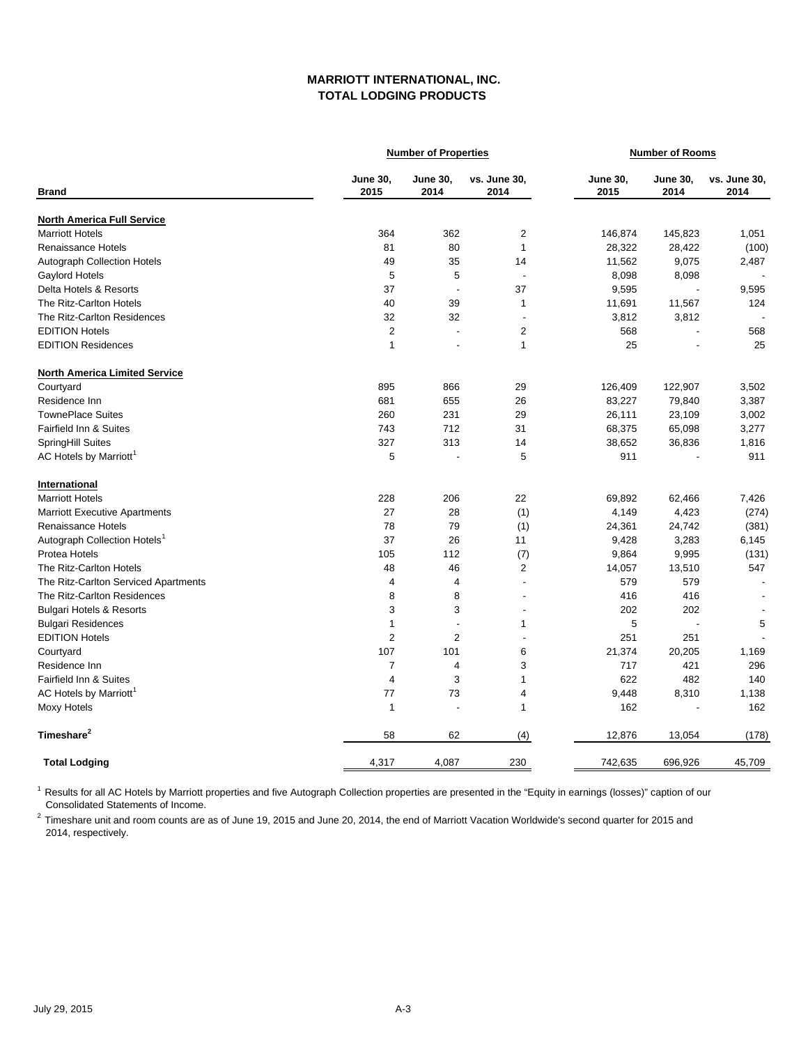# MARRIOTT INTERNATIONAL, INC.
## TOTAL LODGING PRODUCTS

| Brand | Number of Properties | | | Number of Rooms | | |
|---|---|---|---|---|---|---|
| | June 30, 2015 | June 30, 2014 | vs. June 30, 2014 | June 30, 2015 | June 30, 2014 | vs. June 30, 2014 |
| **North America Full Service** | | | | | | |
| Marriott Hotels | 364 | 362 | 2 | 146,874 | 145,823 | 1,051 |
| Renaissance Hotels | 81 | 80 | 1 | 28,322 | 28,422 | (100) |
| Autograph Collection Hotels | 49 | 35 | 14 | 11,562 | 9,075 | 2,487 |
| Gaylord Hotels | 5 | 5 | - | 8,098 | 8,098 | - |
| Delta Hotels & Resorts | 37 | - | 37 | 9,595 | - | 9,595 |
| The Ritz-Carlton Hotels | 40 | 39 | 1 | 11,691 | 11,567 | 124 |
| The Ritz-Carlton Residences | 32 | 32 | - | 3,812 | 3,812 | - |
| EDITION Hotels | 2 | - | 2 | 568 | - | 568 |
| EDITION Residences | 1 | - | 1 | 25 | - | 25 |
| **North America Limited Service** | | | | | | |
| Courtyard | 895 | 866 | 29 | 126,409 | 122,907 | 3,502 |
| Residence Inn | 681 | 655 | 26 | 83,227 | 79,840 | 3,387 |
| TownePlace Suites | 260 | 231 | 29 | 26,111 | 23,109 | 3,002 |
| Fairfield Inn & Suites | 743 | 712 | 31 | 68,375 | 65,098 | 3,277 |
| SpringHill Suites | 327 | 313 | 14 | 38,652 | 36,836 | 1,816 |
| AC Hotels by Marriott[1] | 5 | - | 5 | 911 | - | 911 |
| **International** | | | | | | |
| Marriott Hotels | 228 | 206 | 22 | 69,892 | 62,466 | 7,426 |
| Marriott Executive Apartments | 27 | 28 | (1) | 4,149 | 4,423 | (274) |
| Renaissance Hotels | 78 | 79 | (1) | 24,361 | 24,742 | (381) |
| Autograph Collection Hotels[1] | 37 | 26 | 11 | 9,428 | 3,283 | 6,145 |
| Protea Hotels | 105 | 112 | (7) | 9,864 | 9,995 | (131) |
| The Ritz-Carlton Hotels | 48 | 46 | 2 | 14,057 | 13,510 | 547 |
| The Ritz-Carlton Serviced Apartments | 4 | 4 | - | 579 | 579 | - |
| The Ritz-Carlton Residences | 8 | 8 | - | 416 | 416 | - |
| Bulgari Hotels & Resorts | 3 | 3 | - | 202 | 202 | - |
| Bulgari Residences | 1 | - | 1 | 5 | - | 5 |
| EDITION Hotels | 2 | 2 | - | 251 | 251 | - |
| Courtyard | 107 | 101 | 6 | 21,374 | 20,205 | 1,169 |
| Residence Inn | 7 | 4 | 3 | 717 | 421 | 296 |
| Fairfield Inn & Suites | 4 | 3 | 1 | 622 | 482 | 140 |
| AC Hotels by Marriott[1] | 77 | 73 | 4 | 9,448 | 8,310 | 1,138 |
| Moxy Hotels | 1 | - | 1 | 162 | - | 162 |
| **Timeshare[2]** | 58 | 62 | (4) | 12,876 | 13,054 | (178) |
| **Total Lodging** | 4,317 | 4,087 | 230 | 742,635 | 696,926 | 45,709 |

[1] Results for all AC Hotels by Marriott properties and five Autograph Collection properties are presented in the "Equity in earnings (losses)" caption of our Consolidated Statements of Income.

[2] Timeshare unit and room counts are as of June 19, 2015 and June 20, 2014, the end of Marriott Vacation Worldwide's second quarter for 2015 and 2014, respectively.

July 29, 2015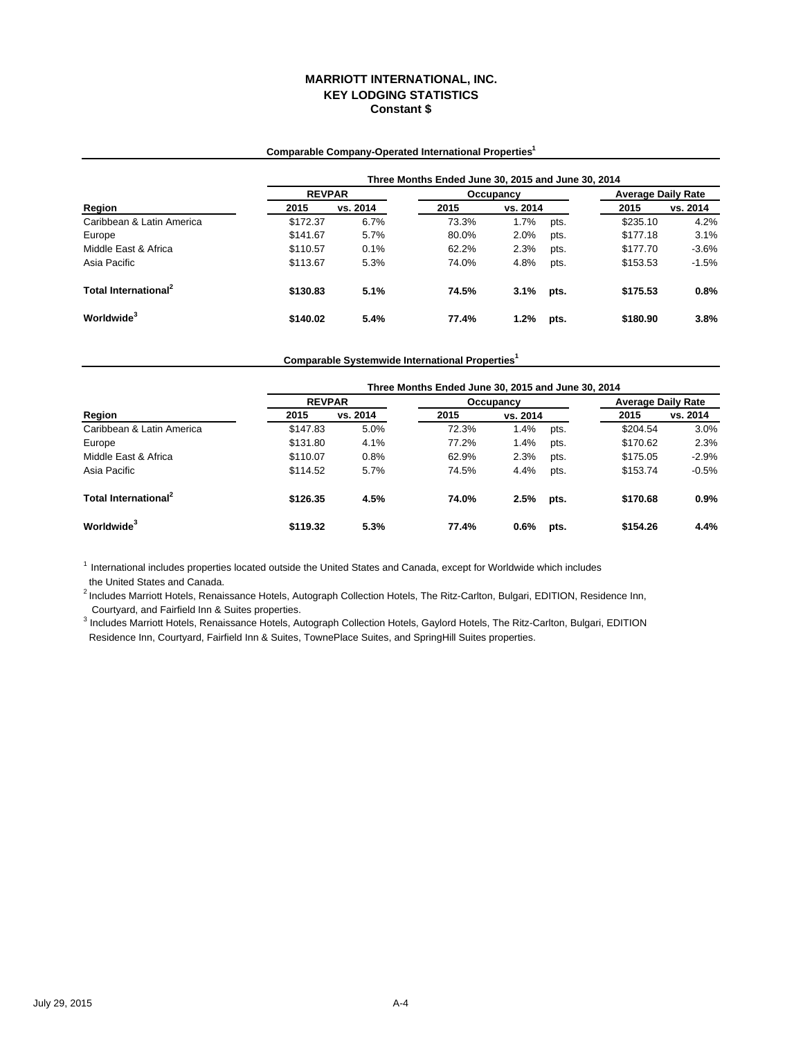# MARRIOTT INTERNATIONAL, INC.
## KEY LODGING STATISTICS
### Constant $

**Comparable Company-Operated International Properties[1]**

| | Three Months Ended June 30, 2015 and June 30, 2014 | | | | | | |
|---|---|---|---|---|---|---|---|
| | REVPAR | | Occupancy | | | Average Daily Rate | |
| **Region** | **2015** | **vs. 2014** | **2015** | **vs. 2014** | | **2015** | **vs. 2014** |
| Caribbean & Latin America | $172.37 | 6.7% | 73.3% | 1.7% | pts. | $235.10 | 4.2% |
| Europe | $141.67 | 5.7% | 80.0% | 2.0% | pts. | $177.18 | 3.1% |
| Middle East & Africa | $110.57 | 0.1% | 62.2% | 2.3% | pts. | $177.70 | -3.6% |
| Asia Pacific | $113.67 | 5.3% | 74.0% | 4.8% | pts. | $153.53 | -1.5% |
| **Total International[2]** | **$130.83** | **5.1%** | **74.5%** | **3.1%** | **pts.** | **$175.53** | **0.8%** |
| **Worldwide[3]** | **$140.02** | **5.4%** | **77.4%** | **1.2%** | **pts.** | **$180.90** | **3.8%** |

**Comparable Systemwide International Properties[1]**

| | Three Months Ended June 30, 2015 and June 30, 2014 | | | | | | |
|---|---|---|---|---|---|---|---|
| | REVPAR | | Occupancy | | | Average Daily Rate | |
| **Region** | **2015** | **vs. 2014** | **2015** | **vs. 2014** | | **2015** | **vs. 2014** |
| Caribbean & Latin America | $147.83 | 5.0% | 72.3% | 1.4% | pts. | $204.54 | 3.0% |
| Europe | $131.80 | 4.1% | 77.2% | 1.4% | pts. | $170.62 | 2.3% |
| Middle East & Africa | $110.07 | 0.8% | 62.9% | 2.3% | pts. | $175.05 | -2.9% |
| Asia Pacific | $114.52 | 5.7% | 74.5% | 4.4% | pts. | $153.74 | -0.5% |
| **Total International[2]** | **$126.35** | **4.5%** | **74.0%** | **2.5%** | **pts.** | **$170.68** | **0.9%** |
| **Worldwide[3]** | **$119.32** | **5.3%** | **77.4%** | **0.6%** | **pts.** | **$154.26** | **4.4%** |

[1] International includes properties located outside the United States and Canada, except for Worldwide which includes the United States and Canada.

[2] Includes Marriott Hotels, Renaissance Hotels, Autograph Collection Hotels, The Ritz-Carlton, Bulgari, EDITION, Residence Inn, Courtyard, and Fairfield Inn & Suites properties.

[3] Includes Marriott Hotels, Renaissance Hotels, Autograph Collection Hotels, Gaylord Hotels, The Ritz-Carlton, Bulgari, EDITION Residence Inn, Courtyard, Fairfield Inn & Suites, TownePlace Suites, and SpringHill Suites properties.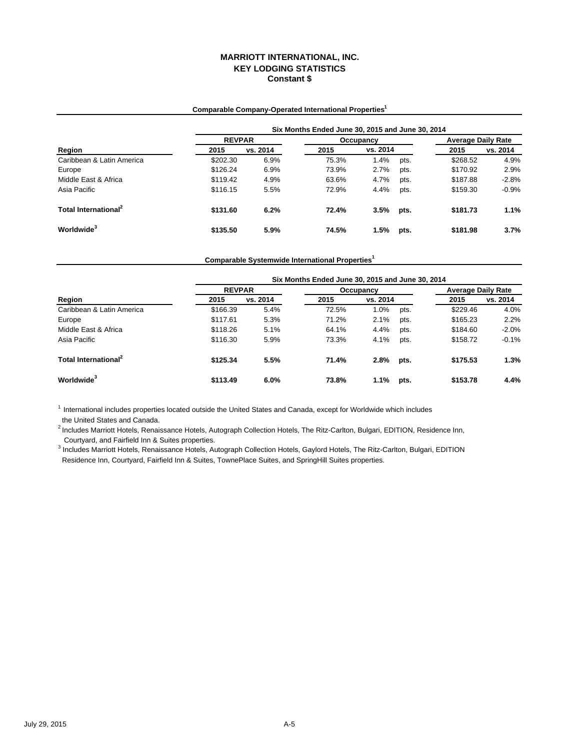# MARRIOTT INTERNATIONAL, INC.
## KEY LODGING STATISTICS
### Constant $

**Comparable Company-Operated International Properties[1]**

| | Six Months Ended June 30, 2015 and June 30, 2014 | | | | | | |
|---|---|---|---|---|---|---|---|
| | REVPAR | | Occupancy | | | Average Daily Rate | |
| Region | 2015 | vs. 2014 | 2015 | vs. 2014 | | 2015 | vs. 2014 |
| Caribbean & Latin America | $202.30 | 6.9% | 75.3% | 1.4% | pts. | $268.52 | 4.9% |
| Europe | $126.24 | 6.9% | 73.9% | 2.7% | pts. | $170.92 | 2.9% |
| Middle East & Africa | $119.42 | 4.9% | 63.6% | 4.7% | pts. | $187.88 | -2.8% |
| Asia Pacific | $116.15 | 5.5% | 72.9% | 4.4% | pts. | $159.30 | -0.9% |
| **Total International[2]** | **$131.60** | **6.2%** | **72.4%** | **3.5%** | **pts.** | **$181.73** | **1.1%** |
| **Worldwide[3]** | **$135.50** | **5.9%** | **74.5%** | **1.5%** | **pts.** | **$181.98** | **3.7%** |

**Comparable Systemwide International Properties[1]**

| | Six Months Ended June 30, 2015 and June 30, 2014 | | | | | | |
|---|---|---|---|---|---|---|---|
| | REVPAR | | Occupancy | | | Average Daily Rate | |
| Region | 2015 | vs. 2014 | 2015 | vs. 2014 | | 2015 | vs. 2014 |
| Caribbean & Latin America | $166.39 | 5.4% | 72.5% | 1.0% | pts. | $229.46 | 4.0% |
| Europe | $117.61 | 5.3% | 71.2% | 2.1% | pts. | $165.23 | 2.2% |
| Middle East & Africa | $118.26 | 5.1% | 64.1% | 4.4% | pts. | $184.60 | -2.0% |
| Asia Pacific | $116.30 | 5.9% | 73.3% | 4.1% | pts. | $158.72 | -0.1% |
| **Total International[2]** | **$125.34** | **5.5%** | **71.4%** | **2.8%** | **pts.** | **$175.53** | **1.3%** |
| **Worldwide[3]** | **$113.49** | **6.0%** | **73.8%** | **1.1%** | **pts.** | **$153.78** | **4.4%** |

[1] International includes properties located outside the United States and Canada, except for Worldwide which includes the United States and Canada.

[2] Includes Marriott Hotels, Renaissance Hotels, Autograph Collection Hotels, The Ritz-Carlton, Bulgari, EDITION, Residence Inn, Courtyard, and Fairfield Inn & Suites properties.

[3] Includes Marriott Hotels, Renaissance Hotels, Autograph Collection Hotels, Gaylord Hotels, The Ritz-Carlton, Bulgari, EDITION Residence Inn, Courtyard, Fairfield Inn & Suites, TownePlace Suites, and SpringHill Suites properties.

July 29, 2015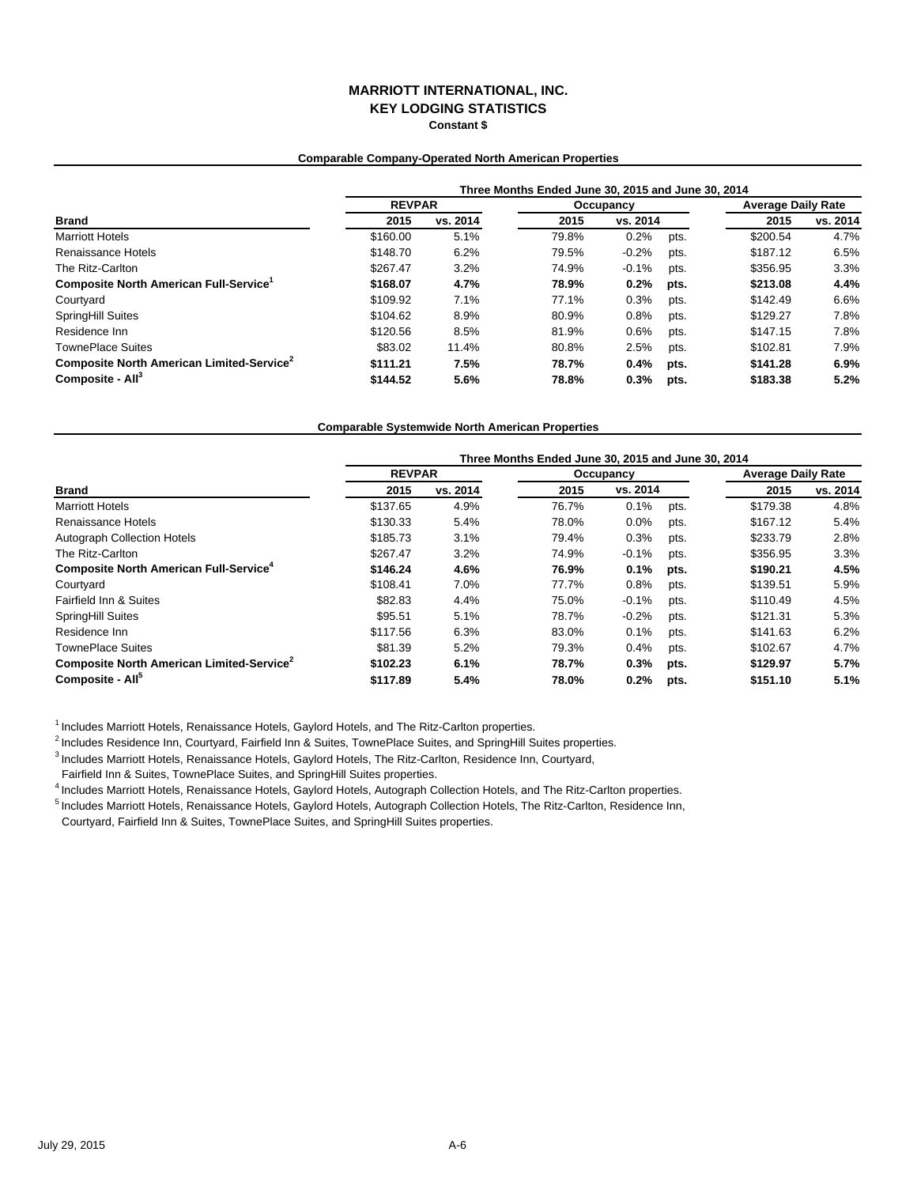# MARRIOTT INTERNATIONAL, INC.
## KEY LODGING STATISTICS
### Constant $

**Comparable Company-Operated North American Properties**

| | Three Months Ended June 30, 2015 and June 30, 2014 | | | | | | |
|---|---|---|---|---|---|---|---|
| | REVPAR | | Occupancy | | | Average Daily Rate | |
| **Brand** | **2015** | **vs. 2014** | **2015** | **vs. 2014** | | **2015** | **vs. 2014** |
| Marriott Hotels | $160.00 | 5.1% | 79.8% | 0.2% | pts. | $200.54 | 4.7% |
| Renaissance Hotels | $148.70 | 6.2% | 79.5% | -0.2% | pts. | $187.12 | 6.5% |
| The Ritz-Carlton | $267.47 | 3.2% | 74.9% | -0.1% | pts. | $356.95 | 3.3% |
| **Composite North American Full-Service[1]** | **$168.07** | **4.7%** | **78.9%** | **0.2%** | **pts.** | **$213.08** | **4.4%** |
| Courtyard | $109.92 | 7.1% | 77.1% | 0.3% | pts. | $142.49 | 6.6% |
| SpringHill Suites | $104.62 | 8.9% | 80.9% | 0.8% | pts. | $129.27 | 7.8% |
| Residence Inn | $120.56 | 8.5% | 81.9% | 0.6% | pts. | $147.15 | 7.8% |
| TownePlace Suites | $83.02 | 11.4% | 80.8% | 2.5% | pts. | $102.81 | 7.9% |
| **Composite North American Limited-Service[2]** | **$111.21** | **7.5%** | **78.7%** | **0.4%** | **pts.** | **$141.28** | **6.9%** |
| **Composite - All[3]** | **$144.52** | **5.6%** | **78.8%** | **0.3%** | **pts.** | **$183.38** | **5.2%** |

**Comparable Systemwide North American Properties**

| | Three Months Ended June 30, 2015 and June 30, 2014 | | | | | | |
|---|---|---|---|---|---|---|---|
| | REVPAR | | Occupancy | | | Average Daily Rate | |
| **Brand** | **2015** | **vs. 2014** | **2015** | **vs. 2014** | | **2015** | **vs. 2014** |
| Marriott Hotels | $137.65 | 4.9% | 76.7% | 0.1% | pts. | $179.38 | 4.8% |
| Renaissance Hotels | $130.33 | 5.4% | 78.0% | 0.0% | pts. | $167.12 | 5.4% |
| Autograph Collection Hotels | $185.73 | 3.1% | 79.4% | 0.3% | pts. | $233.79 | 2.8% |
| The Ritz-Carlton | $267.47 | 3.2% | 74.9% | -0.1% | pts. | $356.95 | 3.3% |
| **Composite North American Full-Service[4]** | **$146.24** | **4.6%** | **76.9%** | **0.1%** | **pts.** | **$190.21** | **4.5%** |
| Courtyard | $108.41 | 7.0% | 77.7% | 0.8% | pts. | $139.51 | 5.9% |
| Fairfield Inn & Suites | $82.83 | 4.4% | 75.0% | -0.1% | pts. | $110.49 | 4.5% |
| SpringHill Suites | $95.51 | 5.1% | 78.7% | -0.2% | pts. | $121.31 | 5.3% |
| Residence Inn | $117.56 | 6.3% | 83.0% | 0.1% | pts. | $141.63 | 6.2% |
| TownePlace Suites | $81.39 | 5.2% | 79.3% | 0.4% | pts. | $102.67 | 4.7% |
| **Composite North American Limited-Service[2]** | **$102.23** | **6.1%** | **78.7%** | **0.3%** | **pts.** | **$129.97** | **5.7%** |
| **Composite - All[5]** | **$117.89** | **5.4%** | **78.0%** | **0.2%** | **pts.** | **$151.10** | **5.1%** |

[1] Includes Marriott Hotels, Renaissance Hotels, Gaylord Hotels, and The Ritz-Carlton properties.

[2] Includes Residence Inn, Courtyard, Fairfield Inn & Suites, TownePlace Suites, and SpringHill Suites properties.

[3] Includes Marriott Hotels, Renaissance Hotels, Gaylord Hotels, The Ritz-Carlton, Residence Inn, Courtyard, Fairfield Inn & Suites, TownePlace Suites, and SpringHill Suites properties.

[4] Includes Marriott Hotels, Renaissance Hotels, Gaylord Hotels, Autograph Collection Hotels, and The Ritz-Carlton properties.

[5] Includes Marriott Hotels, Renaissance Hotels, Gaylord Hotels, Autograph Collection Hotels, The Ritz-Carlton, Residence Inn, Courtyard, Fairfield Inn & Suites, TownePlace Suites, and SpringHill Suites properties.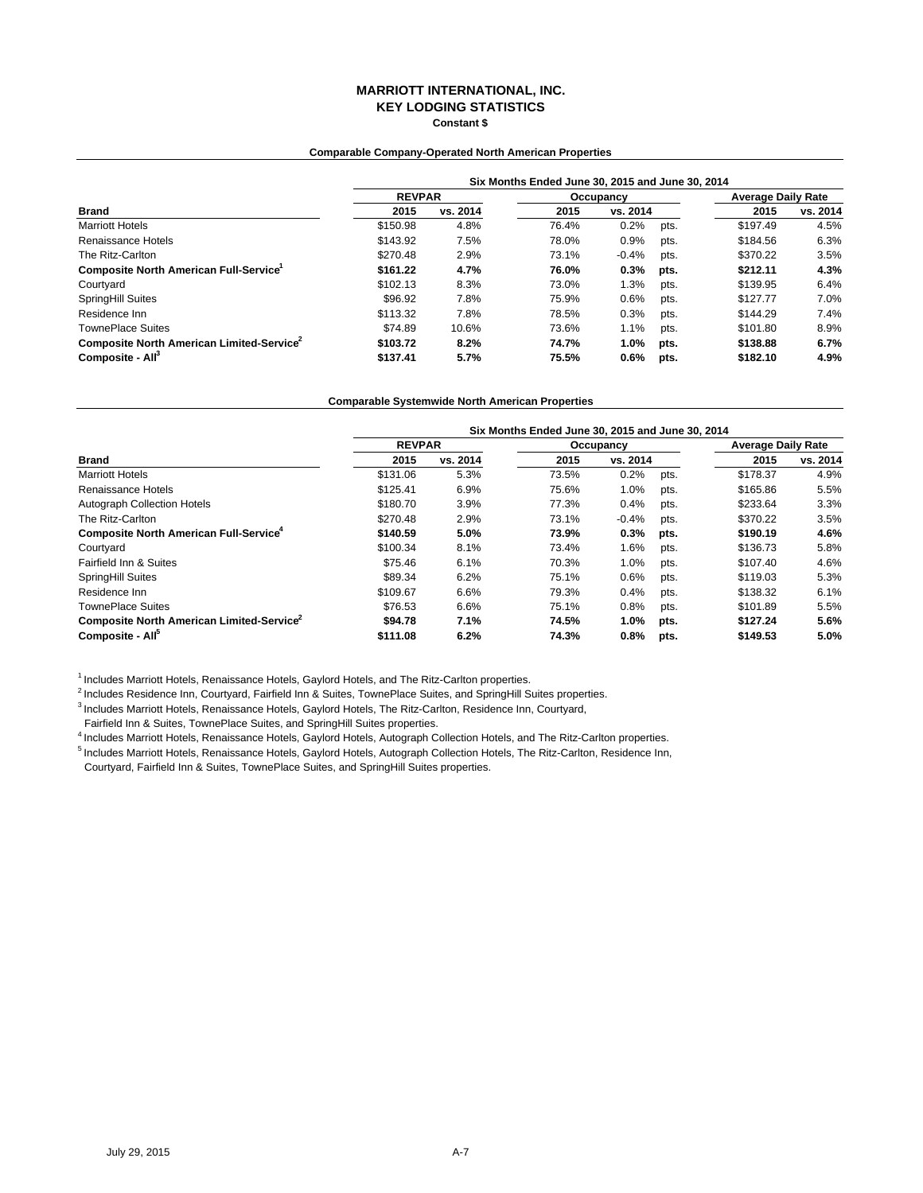# MARRIOTT INTERNATIONAL, INC.
## KEY LODGING STATISTICS
**Constant $**

**Comparable Company-Operated North American Properties**

| Brand | REVPAR 2015 | REVPAR vs. 2014 | Occupancy 2015 | Occupancy vs. 2014 | | Average Daily Rate 2015 | Average Daily Rate vs. 2014 |
|---|---|---|---|---|---|---|---|
| | Six Months Ended June 30, 2015 and June 30, 2014 | | | | | | |
| Marriott Hotels | $150.98 | 4.8% | 76.4% | 0.2% | pts. | $197.49 | 4.5% |
| Renaissance Hotels | $143.92 | 7.5% | 78.0% | 0.9% | pts. | $184.56 | 6.3% |
| The Ritz-Carlton | $270.48 | 2.9% | 73.1% | -0.4% | pts. | $370.22 | 3.5% |
| **Composite North American Full-Service[1]** | **$161.22** | **4.7%** | **76.0%** | **0.3%** | **pts.** | **$212.11** | **4.3%** |
| Courtyard | $102.13 | 8.3% | 73.0% | 1.3% | pts. | $139.95 | 6.4% |
| SpringHill Suites | $96.92 | 7.8% | 75.9% | 0.6% | pts. | $127.77 | 7.0% |
| Residence Inn | $113.32 | 7.8% | 78.5% | 0.3% | pts. | $144.29 | 7.4% |
| TownePlace Suites | $74.89 | 10.6% | 73.6% | 1.1% | pts. | $101.80 | 8.9% |
| **Composite North American Limited-Service[2]** | **$103.72** | **8.2%** | **74.7%** | **1.0%** | **pts.** | **$138.88** | **6.7%** |
| **Composite - All[3]** | **$137.41** | **5.7%** | **75.5%** | **0.6%** | **pts.** | **$182.10** | **4.9%** |

**Comparable Systemwide North American Properties**

| Brand | REVPAR 2015 | REVPAR vs. 2014 | Occupancy 2015 | Occupancy vs. 2014 | | Average Daily Rate 2015 | Average Daily Rate vs. 2014 |
|---|---|---|---|---|---|---|---|
| | Six Months Ended June 30, 2015 and June 30, 2014 | | | | | | |
| Marriott Hotels | $131.06 | 5.3% | 73.5% | 0.2% | pts. | $178.37 | 4.9% |
| Renaissance Hotels | $125.41 | 6.9% | 75.6% | 1.0% | pts. | $165.86 | 5.5% |
| Autograph Collection Hotels | $180.70 | 3.9% | 77.3% | 0.4% | pts. | $233.64 | 3.3% |
| The Ritz-Carlton | $270.48 | 2.9% | 73.1% | -0.4% | pts. | $370.22 | 3.5% |
| **Composite North American Full-Service[4]** | **$140.59** | **5.0%** | **73.9%** | **0.3%** | **pts.** | **$190.19** | **4.6%** |
| Courtyard | $100.34 | 8.1% | 73.4% | 1.6% | pts. | $136.73 | 5.8% |
| Fairfield Inn & Suites | $75.46 | 6.1% | 70.3% | 1.0% | pts. | $107.40 | 4.6% |
| SpringHill Suites | $89.34 | 6.2% | 75.1% | 0.6% | pts. | $119.03 | 5.3% |
| Residence Inn | $109.67 | 6.6% | 79.3% | 0.4% | pts. | $138.32 | 6.1% |
| TownePlace Suites | $76.53 | 6.6% | 75.1% | 0.8% | pts. | $101.89 | 5.5% |
| **Composite North American Limited-Service[2]** | **$94.78** | **7.1%** | **74.5%** | **1.0%** | **pts.** | **$127.24** | **5.6%** |
| **Composite - All[5]** | **$111.08** | **6.2%** | **74.3%** | **0.8%** | **pts.** | **$149.53** | **5.0%** |

[1] Includes Marriott Hotels, Renaissance Hotels, Gaylord Hotels, and The Ritz-Carlton properties.
[2] Includes Residence Inn, Courtyard, Fairfield Inn & Suites, TownePlace Suites, and SpringHill Suites properties.
[3] Includes Marriott Hotels, Renaissance Hotels, Gaylord Hotels, The Ritz-Carlton, Residence Inn, Courtyard, Fairfield Inn & Suites, TownePlace Suites, and SpringHill Suites properties.
[4] Includes Marriott Hotels, Renaissance Hotels, Gaylord Hotels, Autograph Collection Hotels, and The Ritz-Carlton properties.
[5] Includes Marriott Hotels, Renaissance Hotels, Gaylord Hotels, Autograph Collection Hotels, The Ritz-Carlton, Residence Inn, Courtyard, Fairfield Inn & Suites, TownePlace Suites, and SpringHill Suites properties.

July 29, 2015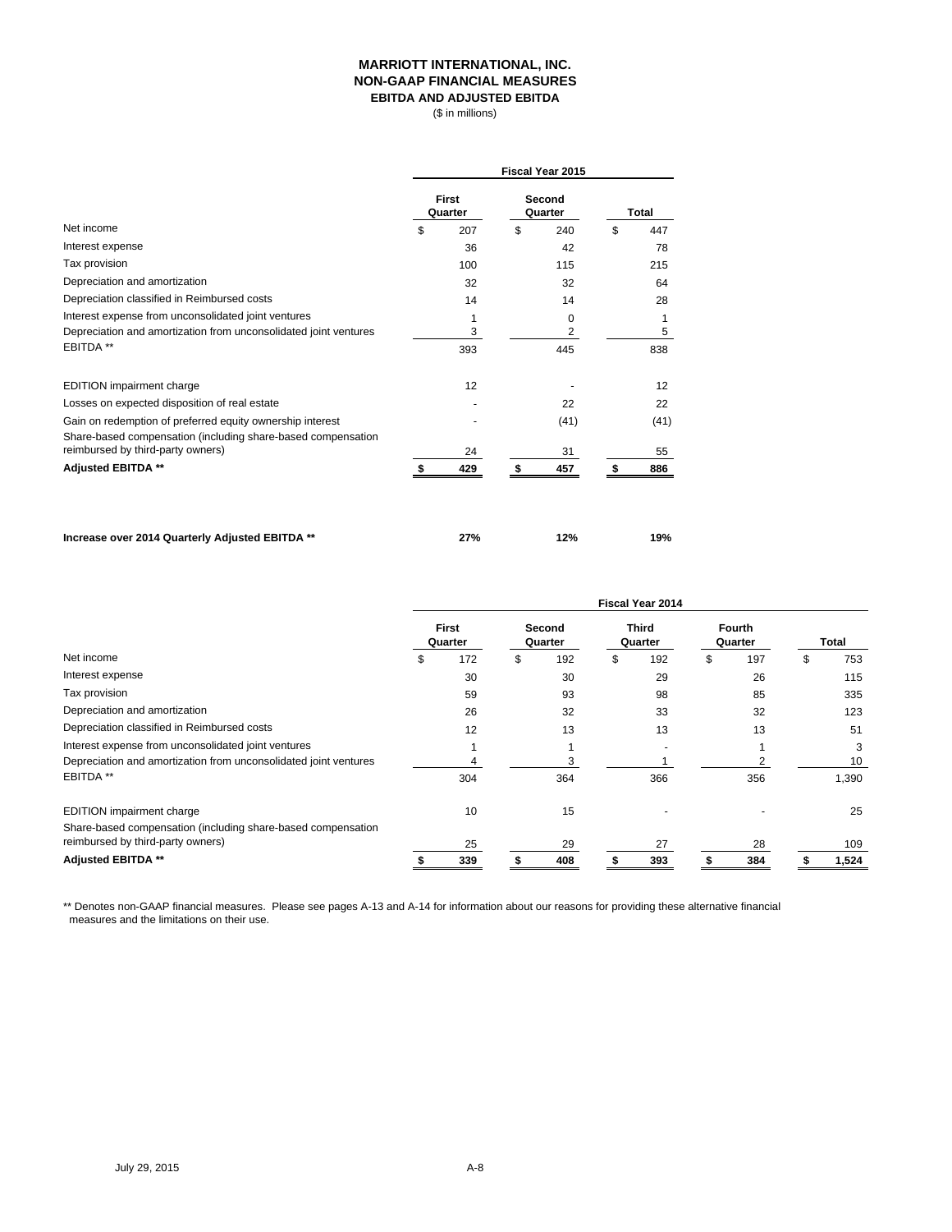# MARRIOTT INTERNATIONAL, INC.
## NON-GAAP FINANCIAL MEASURES
### EBITDA AND ADJUSTED EBITDA
($ in millions)

| | Fiscal Year 2015 | | |
|---|---|---|---|
| | First Quarter | Second Quarter | Total |
| Net income | $ 207 | $ 240 | $ 447 |
| Interest expense | 36 | 42 | 78 |
| Tax provision | 100 | 115 | 215 |
| Depreciation and amortization | 32 | 32 | 64 |
| Depreciation classified in Reimbursed costs | 14 | 14 | 28 |
| Interest expense from unconsolidated joint ventures | 1 | 0 | 1 |
| Depreciation and amortization from unconsolidated joint ventures | 3 | 2 | 5 |
| EBITDA ** | 393 | 445 | 838 |
| | | | |
| EDITION impairment charge | 12 | - | 12 |
| Losses on expected disposition of real estate | - | 22 | 22 |
| Gain on redemption of preferred equity ownership interest | - | (41) | (41) |
| Share-based compensation (including share-based compensation reimbursed by third-party owners) | 24 | 31 | 55 |
| **Adjusted EBITDA** ** | **$ 429** | **$ 457** | **$ 886** |
| | | | |
| **Increase over 2014 Quarterly Adjusted EBITDA** ** | **27%** | **12%** | **19%** |

| | Fiscal Year 2014 | | | | |
|---|---|---|---|---|---|
| | First Quarter | Second Quarter | Third Quarter | Fourth Quarter | Total |
| Net income | $ 172 | $ 192 | $ 192 | $ 197 | $ 753 |
| Interest expense | 30 | 30 | 29 | 26 | 115 |
| Tax provision | 59 | 93 | 98 | 85 | 335 |
| Depreciation and amortization | 26 | 32 | 33 | 32 | 123 |
| Depreciation classified in Reimbursed costs | 12 | 13 | 13 | 13 | 51 |
| Interest expense from unconsolidated joint ventures | 1 | 1 | - | 1 | 3 |
| Depreciation and amortization from unconsolidated joint ventures | 4 | 3 | 1 | 2 | 10 |
| EBITDA ** | 304 | 364 | 366 | 356 | 1,390 |
| | | | | | |
| EDITION impairment charge | 10 | 15 | - | - | 25 |
| Share-based compensation (including share-based compensation reimbursed by third-party owners) | 25 | 29 | 27 | 28 | 109 |
| **Adjusted EBITDA** ** | **$ 339** | **$ 408** | **$ 393** | **$ 384** | **$ 1,524** |

** Denotes non-GAAP financial measures. Please see pages A-13 and A-14 for information about our reasons for providing these alternative financial measures and the limitations on their use.

July 29, 2015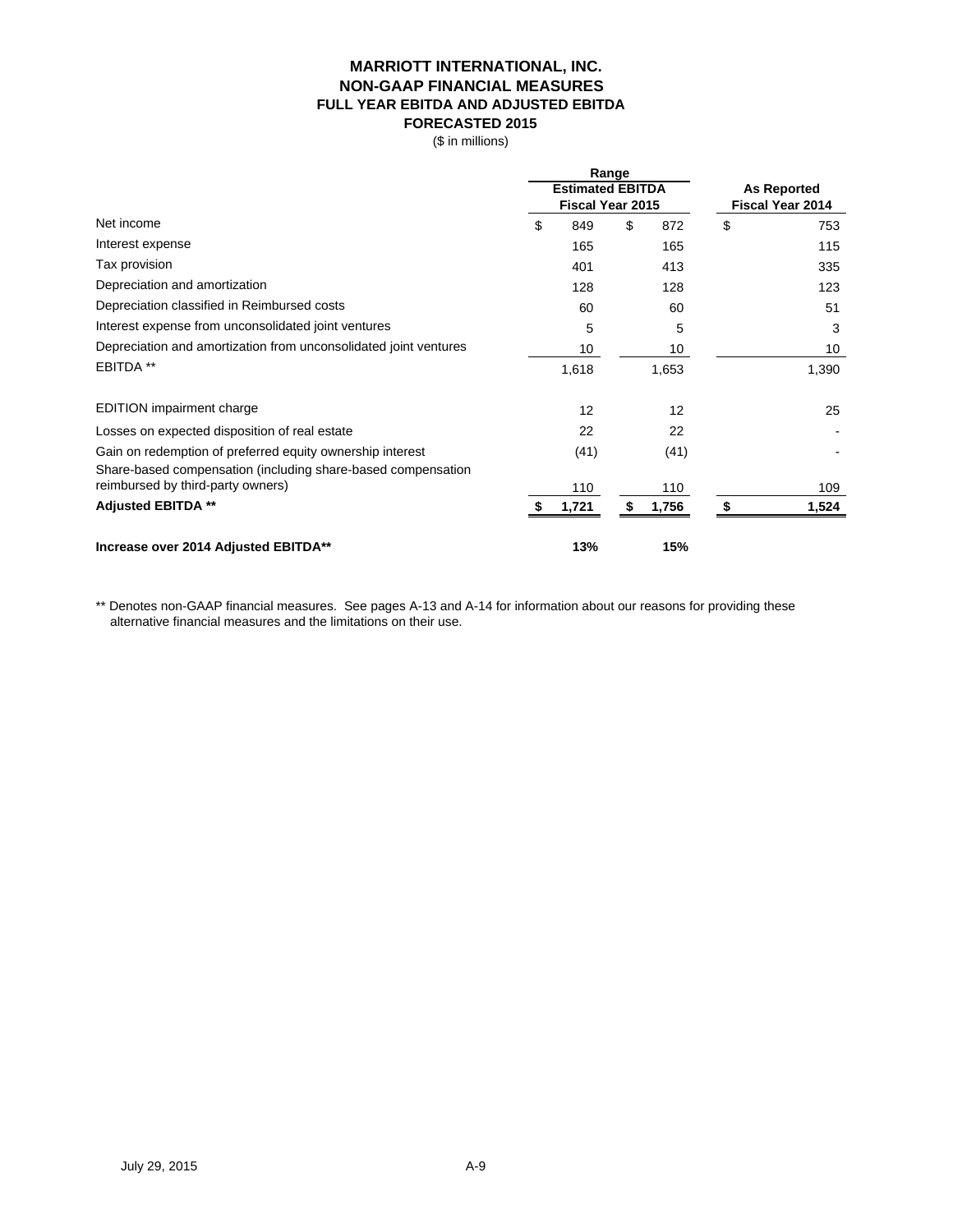# MARRIOTT INTERNATIONAL, INC.
## NON-GAAP FINANCIAL MEASURES
### FULL YEAR EBITDA AND ADJUSTED EBITDA
### FORECASTED 2015

($ in millions)

| | Range | | |
|---|---|---|---|
| | Estimated EBITDA Fiscal Year 2015 | | As Reported Fiscal Year 2014 |
| Net income | $ 849 | $ 872 | $ 753 |
| Interest expense | 165 | 165 | 115 |
| Tax provision | 401 | 413 | 335 |
| Depreciation and amortization | 128 | 128 | 123 |
| Depreciation classified in Reimbursed costs | 60 | 60 | 51 |
| Interest expense from unconsolidated joint ventures | 5 | 5 | 3 |
| Depreciation and amortization from unconsolidated joint ventures | 10 | 10 | 10 |
| EBITDA ** | 1,618 | 1,653 | 1,390 |
| | | | |
| EDITION impairment charge | 12 | 12 | 25 |
| Losses on expected disposition of real estate | 22 | 22 | - |
| Gain on redemption of preferred equity ownership interest | (41) | (41) | - |
| Share-based compensation (including share-based compensation reimbursed by third-party owners) | 110 | 110 | 109 |
| **Adjusted EBITDA \*\*** | **$ 1,721** | **$ 1,756** | **$ 1,524** |
| | | | |
| **Increase over 2014 Adjusted EBITDA\*\*** | **13%** | **15%** | |

** Denotes non-GAAP financial measures. See pages A-13 and A-14 for information about our reasons for providing these alternative financial measures and the limitations on their use.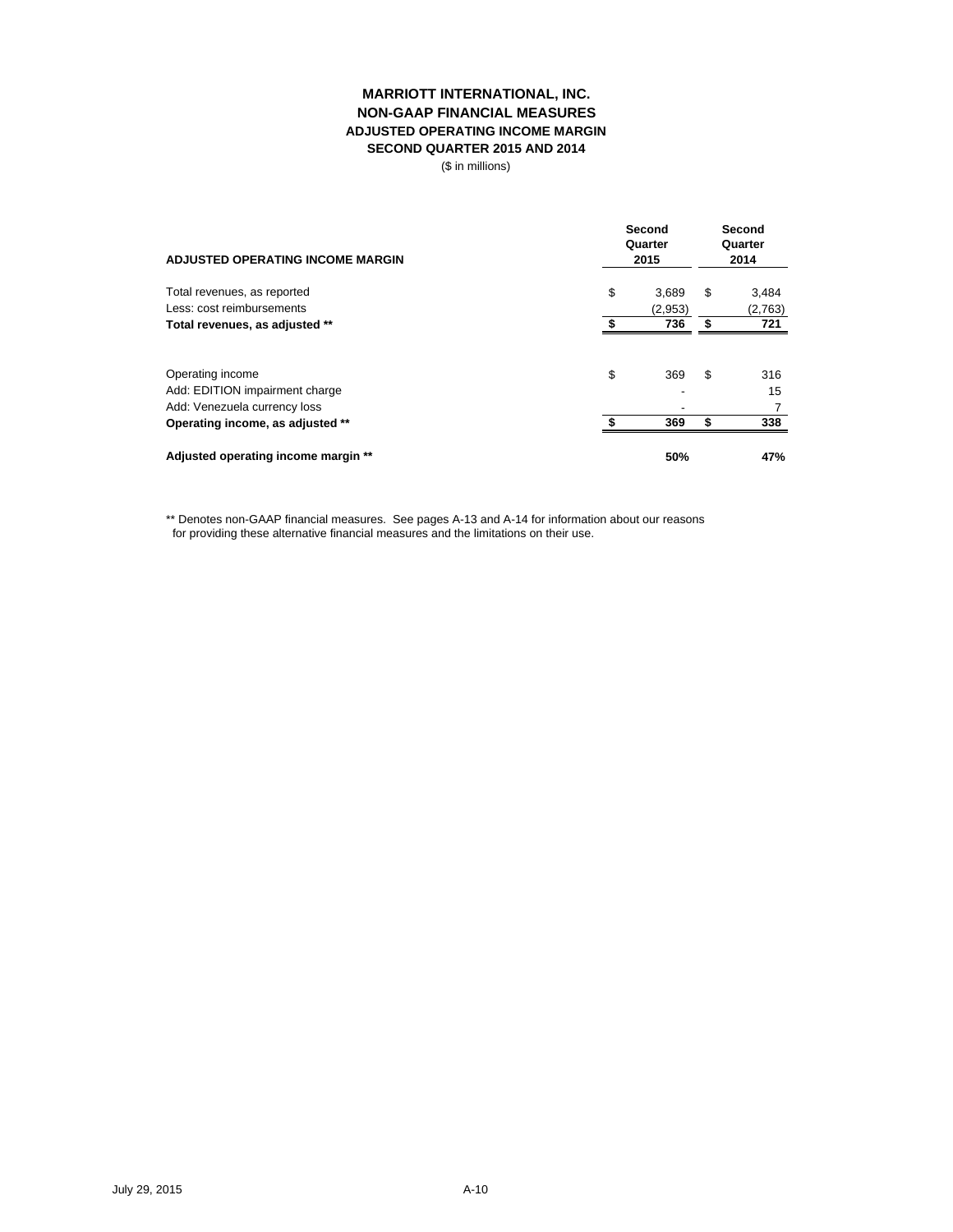# MARRIOTT INTERNATIONAL, INC.
## NON-GAAP FINANCIAL MEASURES
### ADJUSTED OPERATING INCOME MARGIN
### SECOND QUARTER 2015 AND 2014

($ in millions)

| ADJUSTED OPERATING INCOME MARGIN | Second Quarter 2015 | Second Quarter 2014 |
|---|---|---|
| Total revenues, as reported | $ 3,689 | $ 3,484 |
| Less: cost reimbursements | (2,953) | (2,763) |
| **Total revenues, as adjusted \*\*** | **$ 736** | **$ 721** |
| | | |
| Operating income | $ 369 | $ 316 |
| Add: EDITION impairment charge | - | 15 |
| Add: Venezuela currency loss | - | 7 |
| **Operating income, as adjusted \*\*** | **$ 369** | **$ 338** |
| | | |
| **Adjusted operating income margin \*\*** | **50%** | **47%** |

** Denotes non-GAAP financial measures. See pages A-13 and A-14 for information about our reasons for providing these alternative financial measures and the limitations on their use.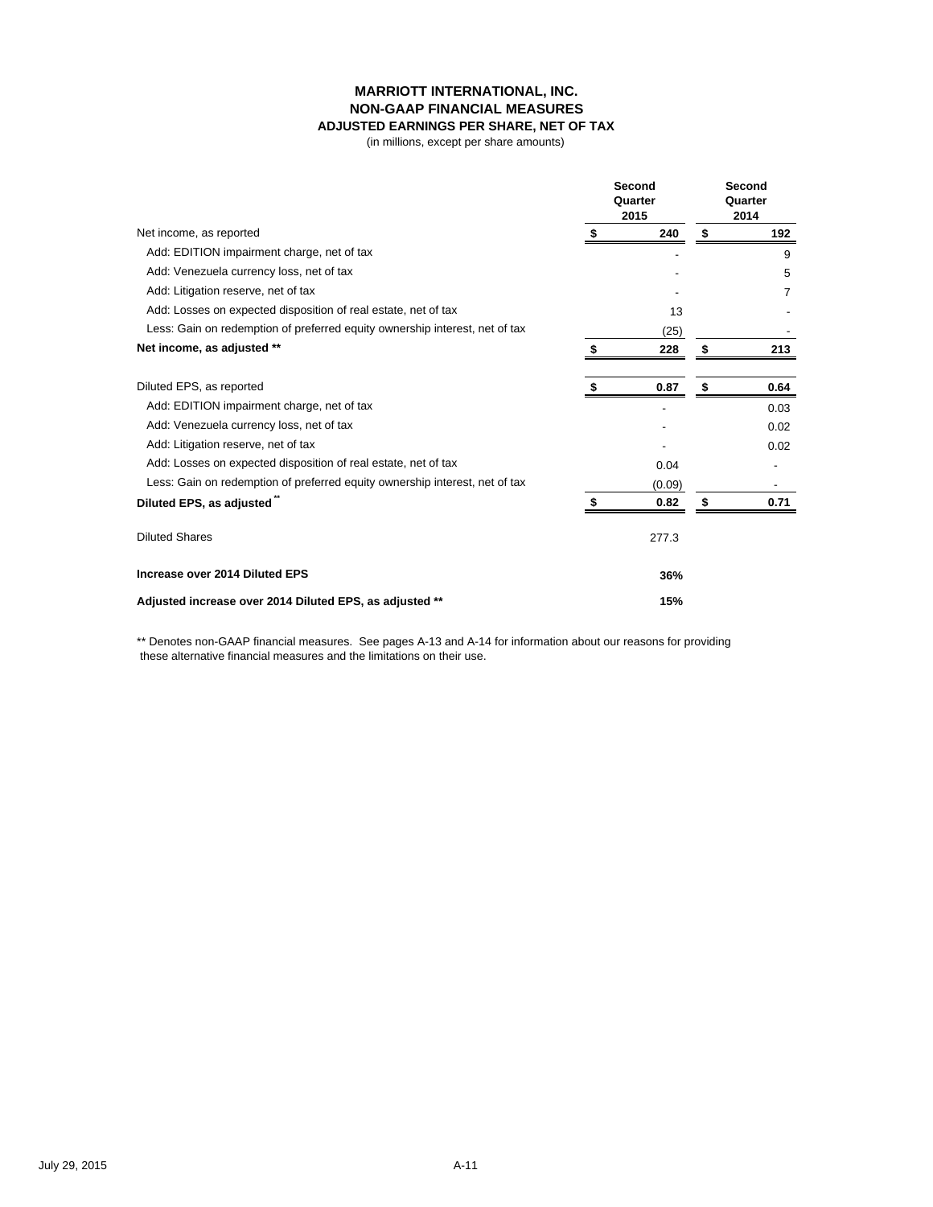# MARRIOTT INTERNATIONAL, INC.
## NON-GAAP FINANCIAL MEASURES
### ADJUSTED EARNINGS PER SHARE, NET OF TAX

(in millions, except per share amounts)

| | Second Quarter 2015 | Second Quarter 2014 |
|---|---|---|
| Net income, as reported | $ 240 | $ 192 |
| Add: EDITION impairment charge, net of tax | - | 9 |
| Add: Venezuela currency loss, net of tax | - | 5 |
| Add: Litigation reserve, net of tax | - | 7 |
| Add: Losses on expected disposition of real estate, net of tax | 13 | - |
| Less: Gain on redemption of preferred equity ownership interest, net of tax | (25) | - |
| **Net income, as adjusted \*\*** | **$ 228** | **$ 213** |
| | | |
| Diluted EPS, as reported | **$ 0.87** | **$ 0.64** |
| Add: EDITION impairment charge, net of tax | - | 0.03 |
| Add: Venezuela currency loss, net of tax | - | 0.02 |
| Add: Litigation reserve, net of tax | - | 0.02 |
| Add: Losses on expected disposition of real estate, net of tax | 0.04 | - |
| Less: Gain on redemption of preferred equity ownership interest, net of tax | (0.09) | - |
| **Diluted EPS, as adjusted \*\*** | **$ 0.82** | **$ 0.71** |
| | | |
| Diluted Shares | 277.3 | |
| | | |
| **Increase over 2014 Diluted EPS** | **36%** | |
| | | |
| **Adjusted increase over 2014 Diluted EPS, as adjusted \*\*** | **15%** | |

** Denotes non-GAAP financial measures. See pages A-13 and A-14 for information about our reasons for providing these alternative financial measures and the limitations on their use.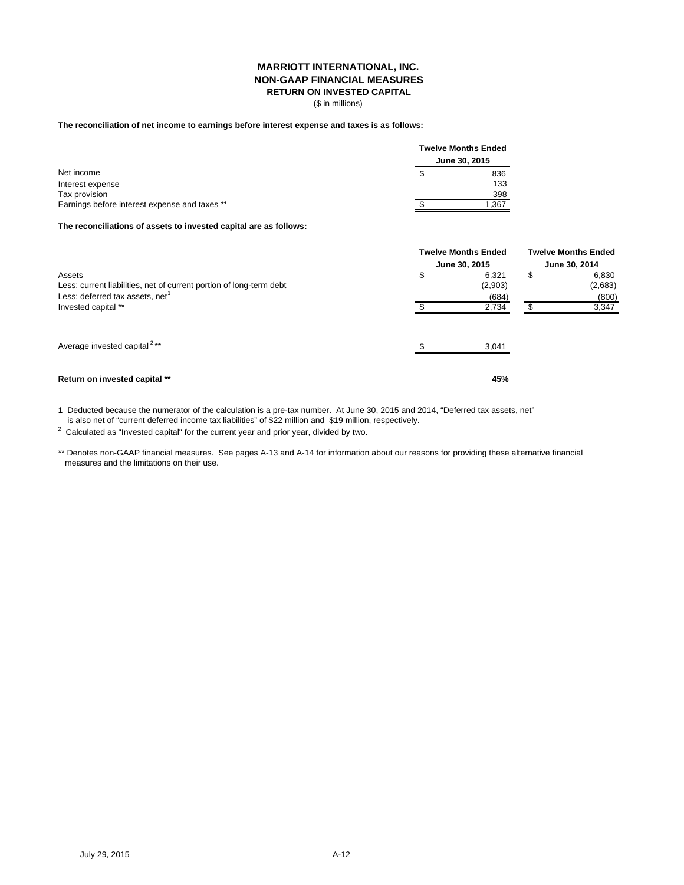# MARRIOTT INTERNATIONAL, INC.
## NON-GAAP FINANCIAL MEASURES
### RETURN ON INVESTED CAPITAL

($ in millions)

**The reconciliation of net income to earnings before interest expense and taxes is as follows:**

| | Twelve Months Ended June 30, 2015 |
|---|---|
| Net income | $ 836 |
| Interest expense | 133 |
| Tax provision | 398 |
| Earnings before interest expense and taxes ** | $ 1,367 |

**The reconciliations of assets to invested capital are as follows:**

| | Twelve Months Ended June 30, 2015 | Twelve Months Ended June 30, 2014 |
|---|---|---|
| Assets | $ 6,321 | $ 6,830 |
| Less: current liabilities, net of current portion of long-term debt | (2,903) | (2,683) |
| Less: deferred tax assets, net [1] | (684) | (800) |
| Invested capital ** | $ 2,734 | $ 3,347 |
| | | |
| Average invested capital [2] ** | $ 3,041 | |
| | | |
| **Return on invested capital \*\*** | **45%** | |

1 Deducted because the numerator of the calculation is a pre-tax number. At June 30, 2015 and 2014, "Deferred tax assets, net" is also net of "current deferred income tax liabilities" of $22 million and $19 million, respectively.

2 Calculated as "Invested capital" for the current year and prior year, divided by two.

** Denotes non-GAAP financial measures. See pages A-13 and A-14 for information about our reasons for providing these alternative financial measures and the limitations on their use.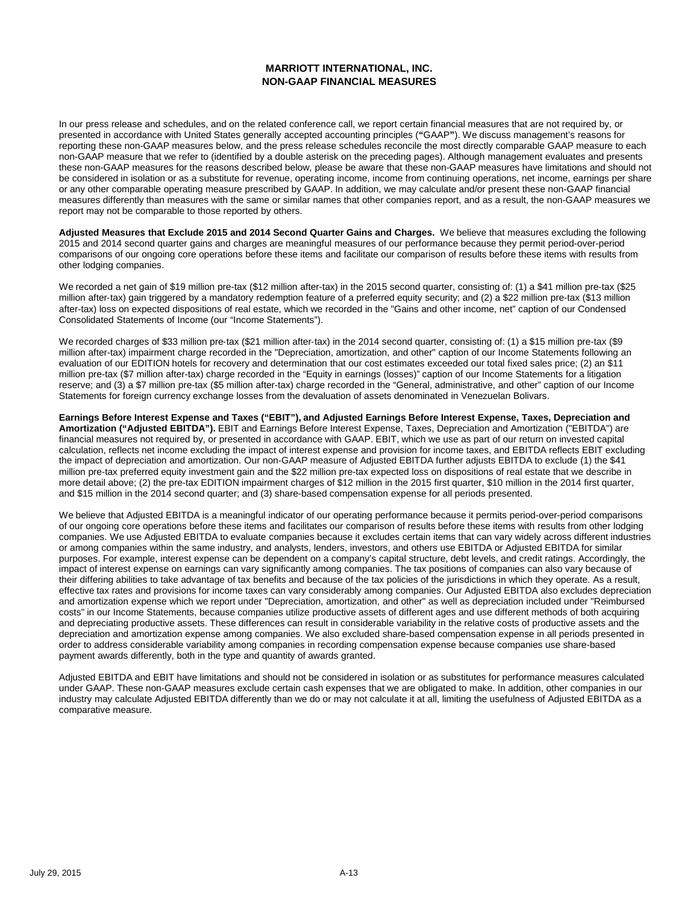# MARRIOTT INTERNATIONAL, INC.
# NON-GAAP FINANCIAL MEASURES

In our press release and schedules, and on the related conference call, we report certain financial measures that are not required by, or presented in accordance with United States generally accepted accounting principles (**"**GAAP**"**). We discuss management's reasons for reporting these non-GAAP measures below, and the press release schedules reconcile the most directly comparable GAAP measure to each non-GAAP measure that we refer to (identified by a double asterisk on the preceding pages). Although management evaluates and presents these non-GAAP measures for the reasons described below, please be aware that these non-GAAP measures have limitations and should not be considered in isolation or as a substitute for revenue, operating income, income from continuing operations, net income, earnings per share or any other comparable operating measure prescribed by GAAP. In addition, we may calculate and/or present these non-GAAP financial measures differently than measures with the same or similar names that other companies report, and as a result, the non-GAAP measures we report may not be comparable to those reported by others.

**Adjusted Measures that Exclude 2015 and 2014 Second Quarter Gains and Charges.** We believe that measures excluding the following 2015 and 2014 second quarter gains and charges are meaningful measures of our performance because they permit period-over-period comparisons of our ongoing core operations before these items and facilitate our comparison of results before these items with results from other lodging companies.

We recorded a net gain of $19 million pre-tax ($12 million after-tax) in the 2015 second quarter, consisting of: (1) a $41 million pre-tax ($25 million after-tax) gain triggered by a mandatory redemption feature of a preferred equity security; and (2) a $22 million pre-tax ($13 million after-tax) loss on expected dispositions of real estate, which we recorded in the "Gains and other income, net" caption of our Condensed Consolidated Statements of Income (our "Income Statements").

We recorded charges of $33 million pre-tax ($21 million after-tax) in the 2014 second quarter, consisting of: (1) a $15 million pre-tax ($9 million after-tax) impairment charge recorded in the "Depreciation, amortization, and other" caption of our Income Statements following an evaluation of our EDITION hotels for recovery and determination that our cost estimates exceeded our total fixed sales price; (2) an $11 million pre-tax ($7 million after-tax) charge recorded in the "Equity in earnings (losses)" caption of our Income Statements for a litigation reserve; and (3) a $7 million pre-tax ($5 million after-tax) charge recorded in the "General, administrative, and other" caption of our Income Statements for foreign currency exchange losses from the devaluation of assets denominated in Venezuelan Bolivars.

**Earnings Before Interest Expense and Taxes ("EBIT"), and Adjusted Earnings Before Interest Expense, Taxes, Depreciation and Amortization ("Adjusted EBITDA").** EBIT and Earnings Before Interest Expense, Taxes, Depreciation and Amortization ("EBITDA") are financial measures not required by, or presented in accordance with GAAP. EBIT, which we use as part of our return on invested capital calculation, reflects net income excluding the impact of interest expense and provision for income taxes, and EBITDA reflects EBIT excluding the impact of depreciation and amortization. Our non-GAAP measure of Adjusted EBITDA further adjusts EBITDA to exclude (1) the $41 million pre-tax preferred equity investment gain and the $22 million pre-tax expected loss on dispositions of real estate that we describe in more detail above; (2) the pre-tax EDITION impairment charges of $12 million in the 2015 first quarter, $10 million in the 2014 first quarter, and $15 million in the 2014 second quarter; and (3) share-based compensation expense for all periods presented.

We believe that Adjusted EBITDA is a meaningful indicator of our operating performance because it permits period-over-period comparisons of our ongoing core operations before these items and facilitates our comparison of results before these items with results from other lodging companies. We use Adjusted EBITDA to evaluate companies because it excludes certain items that can vary widely across different industries or among companies within the same industry, and analysts, lenders, investors, and others use EBITDA or Adjusted EBITDA for similar purposes. For example, interest expense can be dependent on a company's capital structure, debt levels, and credit ratings. Accordingly, the impact of interest expense on earnings can vary significantly among companies. The tax positions of companies can also vary because of their differing abilities to take advantage of tax benefits and because of the tax policies of the jurisdictions in which they operate. As a result, effective tax rates and provisions for income taxes can vary considerably among companies. Our Adjusted EBITDA also excludes depreciation and amortization expense which we report under "Depreciation, amortization, and other" as well as depreciation included under "Reimbursed costs" in our Income Statements, because companies utilize productive assets of different ages and use different methods of both acquiring and depreciating productive assets. These differences can result in considerable variability in the relative costs of productive assets and the depreciation and amortization expense among companies. We also excluded share-based compensation expense in all periods presented in order to address considerable variability among companies in recording compensation expense because companies use share-based payment awards differently, both in the type and quantity of awards granted.

Adjusted EBITDA and EBIT have limitations and should not be considered in isolation or as substitutes for performance measures calculated under GAAP. These non-GAAP measures exclude certain cash expenses that we are obligated to make. In addition, other companies in our industry may calculate Adjusted EBITDA differently than we do or may not calculate it at all, limiting the usefulness of Adjusted EBITDA as a comparative measure.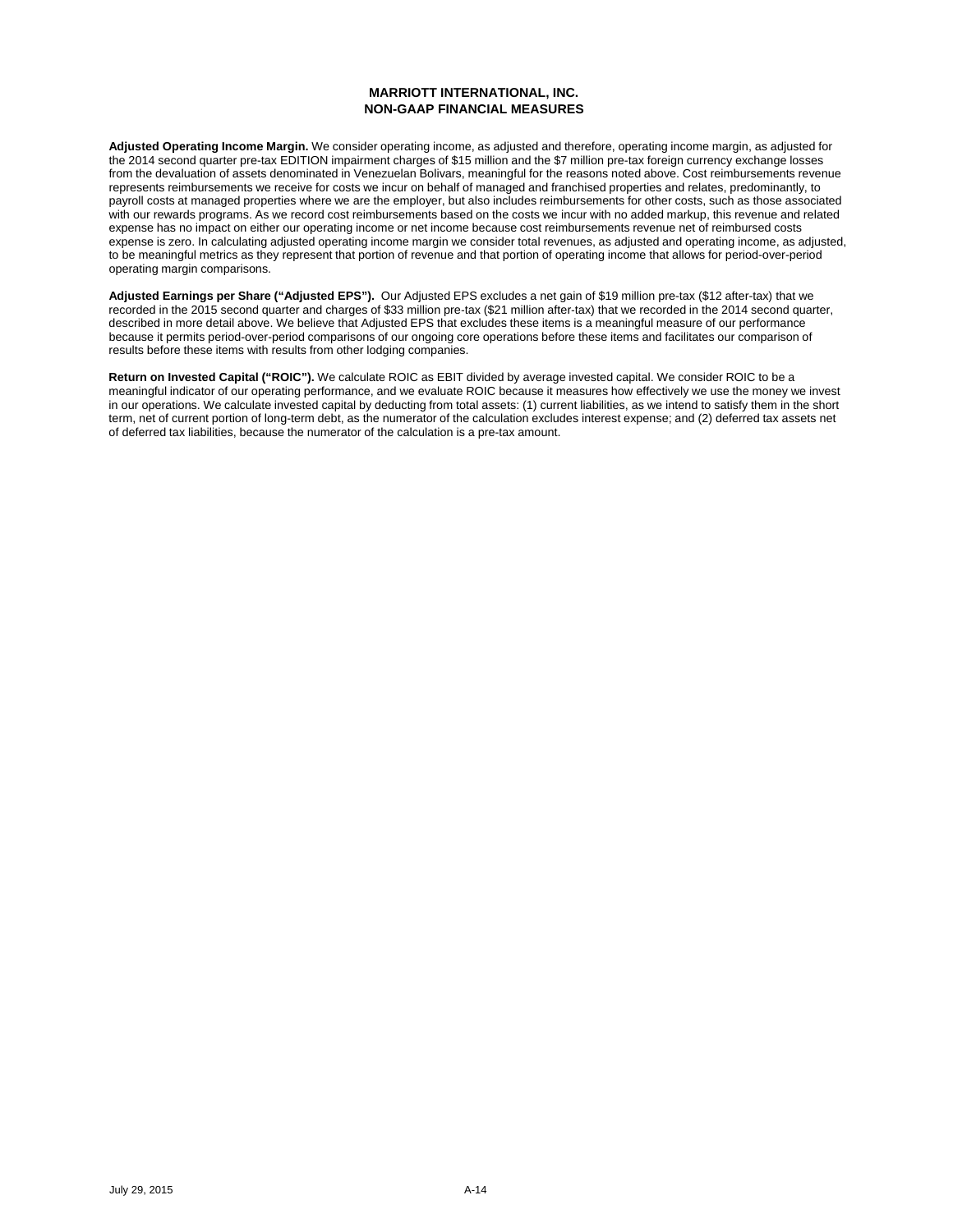# MARRIOTT INTERNATIONAL, INC.
## NON-GAAP FINANCIAL MEASURES

**Adjusted Operating Income Margin.** We consider operating income, as adjusted and therefore, operating income margin, as adjusted for the 2014 second quarter pre-tax EDITION impairment charges of $15 million and the $7 million pre-tax foreign currency exchange losses from the devaluation of assets denominated in Venezuelan Bolivars, meaningful for the reasons noted above. Cost reimbursements revenue represents reimbursements we receive for costs we incur on behalf of managed and franchised properties and relates, predominantly, to payroll costs at managed properties where we are the employer, but also includes reimbursements for other costs, such as those associated with our rewards programs. As we record cost reimbursements based on the costs we incur with no added markup, this revenue and related expense has no impact on either our operating income or net income because cost reimbursements revenue net of reimbursed costs expense is zero. In calculating adjusted operating income margin we consider total revenues, as adjusted and operating income, as adjusted, to be meaningful metrics as they represent that portion of revenue and that portion of operating income that allows for period-over-period operating margin comparisons.

**Adjusted Earnings per Share ("Adjusted EPS").** Our Adjusted EPS excludes a net gain of $19 million pre-tax ($12 after-tax) that we recorded in the 2015 second quarter and charges of $33 million pre-tax ($21 million after-tax) that we recorded in the 2014 second quarter, described in more detail above. We believe that Adjusted EPS that excludes these items is a meaningful measure of our performance because it permits period-over-period comparisons of our ongoing core operations before these items and facilitates our comparison of results before these items with results from other lodging companies.

**Return on Invested Capital ("ROIC").** We calculate ROIC as EBIT divided by average invested capital. We consider ROIC to be a meaningful indicator of our operating performance, and we evaluate ROIC because it measures how effectively we use the money we invest in our operations. We calculate invested capital by deducting from total assets: (1) current liabilities, as we intend to satisfy them in the short term, net of current portion of long-term debt, as the numerator of the calculation excludes interest expense; and (2) deferred tax assets net of deferred tax liabilities, because the numerator of the calculation is a pre-tax amount.